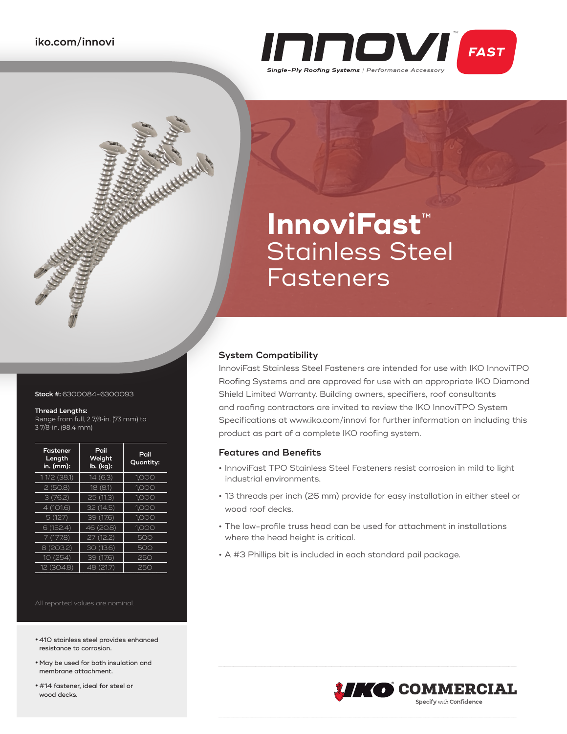iko.com/innovi

INNOVI™ FAST

*Single-Ply Roofing Systems* | Performance Accessory

# InnoviFast™ Stainless Steel Fasteners

**Stock #:** 6300084-6300093

**Thread Lengths:**
Range from full, 2 7/8-in. (73 mm) to 3 7/8-in. (98.4 mm)

| Fastener Length in. (mm): | Pail Weight lb. (kg): | Pail Quantity: |
|---|---|---|
| 1 1/2 (38.1) | 14 (6.3) | 1,000 |
| 2 (50.8) | 18 (8.1) | 1,000 |
| 3 (76.2) | 25 (11.3) | 1,000 |
| 4 (101.6) | 32 (14.5) | 1,000 |
| 5 (127) | 39 (17.6) | 1,000 |
| 6 (152.4) | 46 (20.8) | 1,000 |
| 7 (177.8) | 27 (12.2) | 500 |
| 8 (203.2) | 30 (13.6) | 500 |
| 10 (254) | 39 (17.6) | 250 |
| 12 (304.8) | 48 (21.7) | 250 |

All reported values are nominal.

- 410 stainless steel provides enhanced resistance to corrosion.
- May be used for both insulation and membrane attachment.
- #14 fastener, ideal for steel or wood decks.

## System Compatibility

InnoviFast Stainless Steel Fasteners are intended for use with IKO InnoviTPO Roofing Systems and are approved for use with an appropriate IKO Diamond Shield Limited Warranty. Building owners, specifiers, roof consultants and roofing contractors are invited to review the IKO InnoviTPO System Specifications at www.iko.com/innovi for further information on including this product as part of a complete IKO roofing system.

## Features and Benefits

- InnoviFast TPO Stainless Steel Fasteners resist corrosion in mild to light industrial environments.
- 13 threads per inch (26 mm) provide for easy installation in either steel or wood roof decks.
- The low-profile truss head can be used for attachment in installations where the head height is critical.
- A #3 Phillips bit is included in each standard pail package.

IKO COMMERCIAL
Specify with Confidence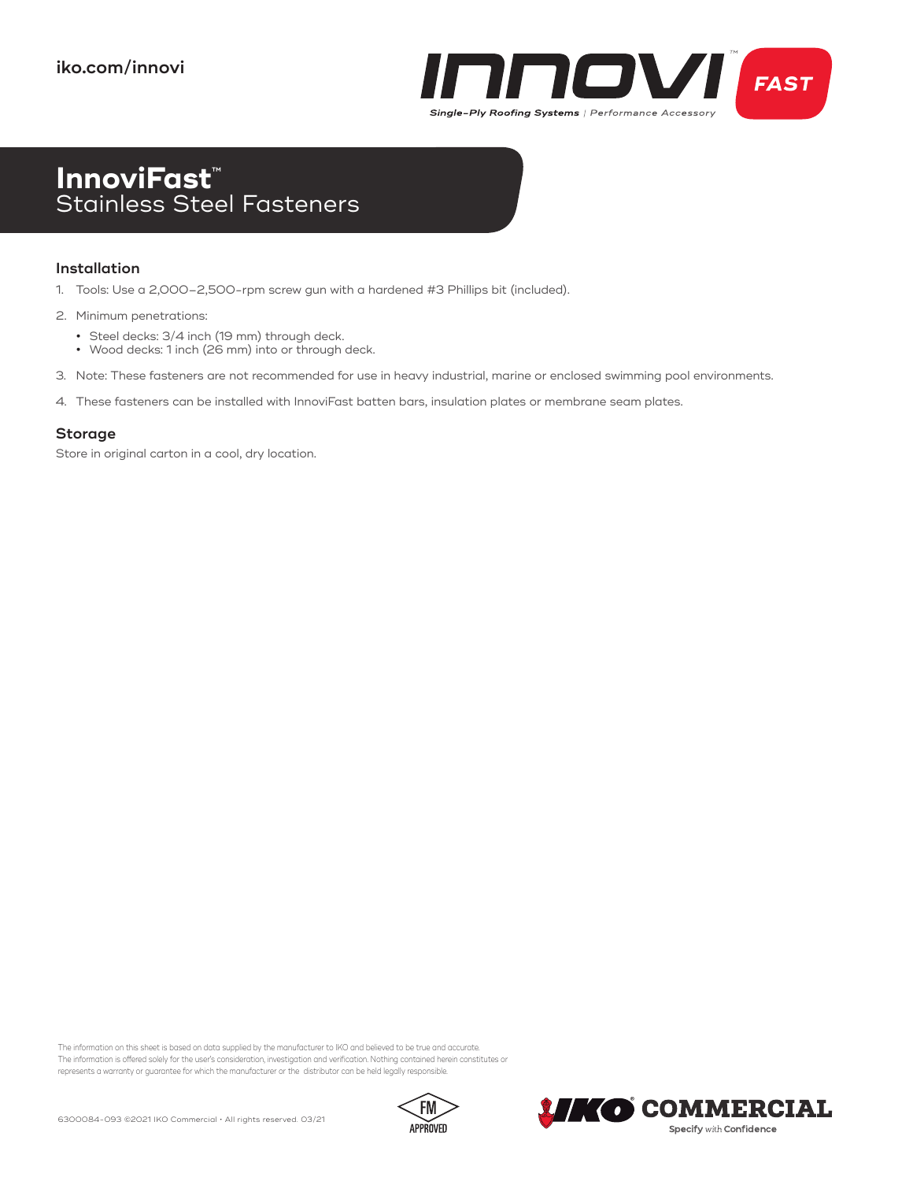iko.com/innovi

# InnoviFast™ Stainless Steel Fasteners

### Installation

1. Tools: Use a 2,000–2,500-rpm screw gun with a hardened #3 Phillips bit (included).
2. Minimum penetrations:
   - Steel decks: 3/4 inch (19 mm) through deck.
   - Wood decks: 1 inch (26 mm) into or through deck.
3. Note: These fasteners are not recommended for use in heavy industrial, marine or enclosed swimming pool environments.
4. These fasteners can be installed with InnoviFast batten bars, insulation plates or membrane seam plates.

### Storage

Store in original carton in a cool, dry location.

The information on this sheet is based on data supplied by the manufacturer to IKO and believed to be true and accurate. The information is offered solely for the user's consideration, investigation and verification. Nothing contained herein constitutes or represents a warranty or guarantee for which the manufacturer or the distributor can be held legally responsible.

6300084-093 ©2021 IKO Commercial • All rights reserved. 03/21